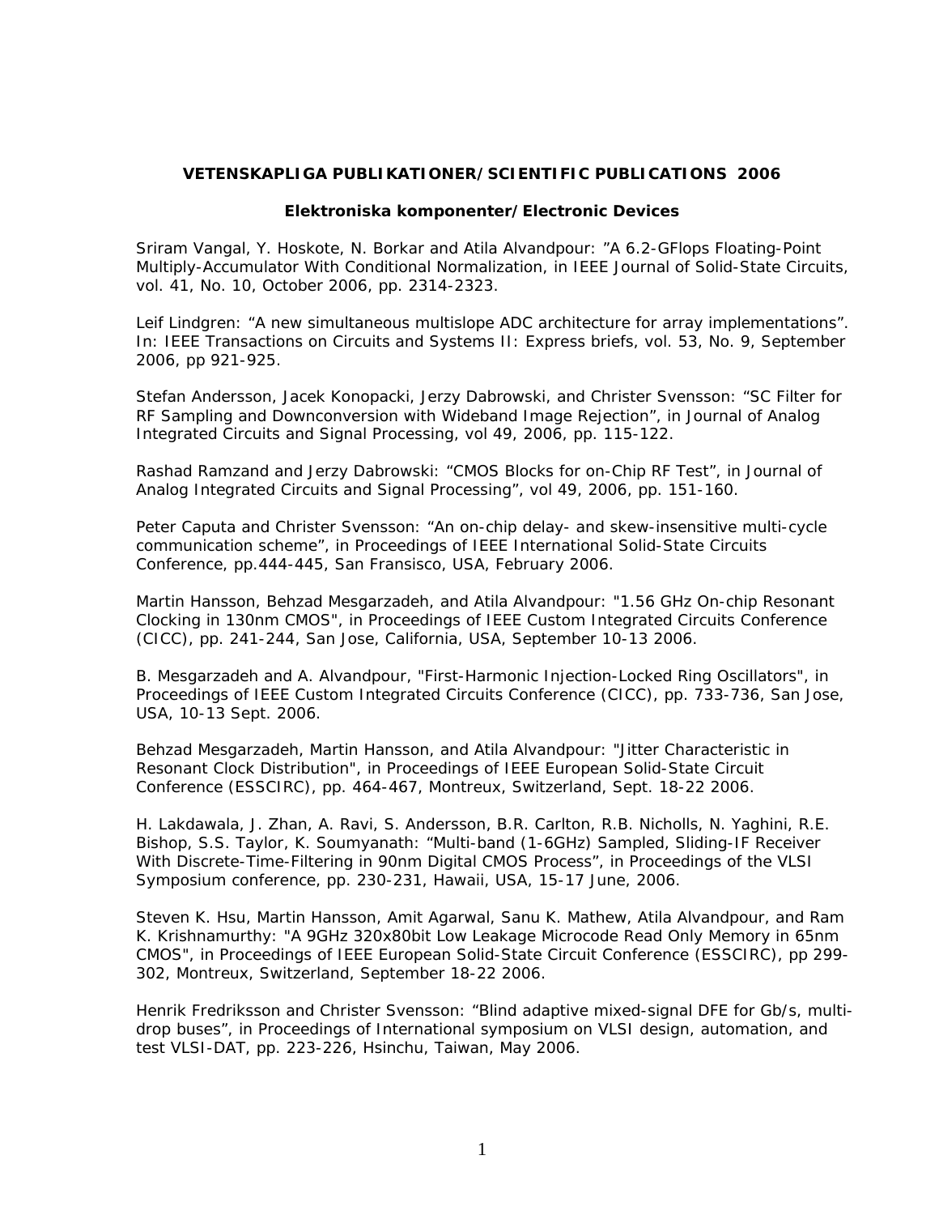## VETENSKAPLIGA PUBLIKATIONER/SCIENTIFIC PUBLICATIONS 2006

### Elektroniska komponenter/Electronic Devices

Sriram Vangal, Y. Hoskote, N. Borkar and Atila Alvandpour: ”A 6.2-GFlops Floating-Point Multiply-Accumulator With Conditional Normalization, in IEEE Journal of Solid-State Circuits, vol. 41, No. 10, October 2006, pp. 2314-2323.

Leif Lindgren: "A new simultaneous multislope ADC architecture for array implementations". In: IEEE Transactions on Circuits and Systems II: Express briefs, vol. 53, No. 9, September 2006, pp 921-925.

Stefan Andersson, Jacek Konopacki, Jerzy Dabrowski, and Christer Svensson: "SC Filter for RF Sampling and Downconversion with Wideband Image Rejection", in Journal of Analog Integrated Circuits and Signal Processing, vol 49, 2006, pp. 115-122.

Rashad Ramzand and Jerzy Dabrowski: "CMOS Blocks for on-Chip RF Test", in Journal of Analog Integrated Circuits and Signal Processing", vol 49, 2006, pp. 151-160.

Peter Caputa and Christer Svensson: "An on-chip delay- and skew-insensitive multi-cycle communication scheme", in Proceedings of IEEE International Solid-State Circuits Conference, pp.444-445, San Fransisco, USA, February 2006.

Martin Hansson, Behzad Mesgarzadeh, and Atila Alvandpour: "1.56 GHz On-chip Resonant Clocking in 130nm CMOS", in Proceedings of IEEE Custom Integrated Circuits Conference (CICC), pp. 241-244, San Jose, California, USA, September 10-13 2006.

B. Mesgarzadeh and A. Alvandpour, "First-Harmonic Injection-Locked Ring Oscillators", in Proceedings of IEEE Custom Integrated Circuits Conference (CICC), pp. 733-736, San Jose, USA, 10-13 Sept. 2006.

Behzad Mesgarzadeh, Martin Hansson, and Atila Alvandpour: "Jitter Characteristic in Resonant Clock Distribution", in Proceedings of IEEE European Solid-State Circuit Conference (ESSCIRC), pp. 464-467, Montreux, Switzerland, Sept. 18-22 2006.

H. Lakdawala, J. Zhan, A. Ravi, S. Andersson, B.R. Carlton, R.B. Nicholls, N. Yaghini, R.E. Bishop, S.S. Taylor, K. Soumyanath: "Multi-band (1-6GHz) Sampled, Sliding-IF Receiver With Discrete-Time-Filtering in 90nm Digital CMOS Process", in Proceedings of the VLSI Symposium conference, pp. 230-231, Hawaii, USA, 15-17 June, 2006.

Steven K. Hsu, Martin Hansson, Amit Agarwal, Sanu K. Mathew, Atila Alvandpour, and Ram K. Krishnamurthy: "A 9GHz 320x80bit Low Leakage Microcode Read Only Memory in 65nm CMOS", in Proceedings of IEEE European Solid-State Circuit Conference (ESSCIRC), pp 299-302, Montreux, Switzerland, September 18-22 2006.

Henrik Fredriksson and Christer Svensson: "Blind adaptive mixed-signal DFE for Gb/s, multi-drop buses", in Proceedings of International symposium on VLSI design, automation, and test VLSI-DAT, pp. 223-226, Hsinchu, Taiwan, May 2006.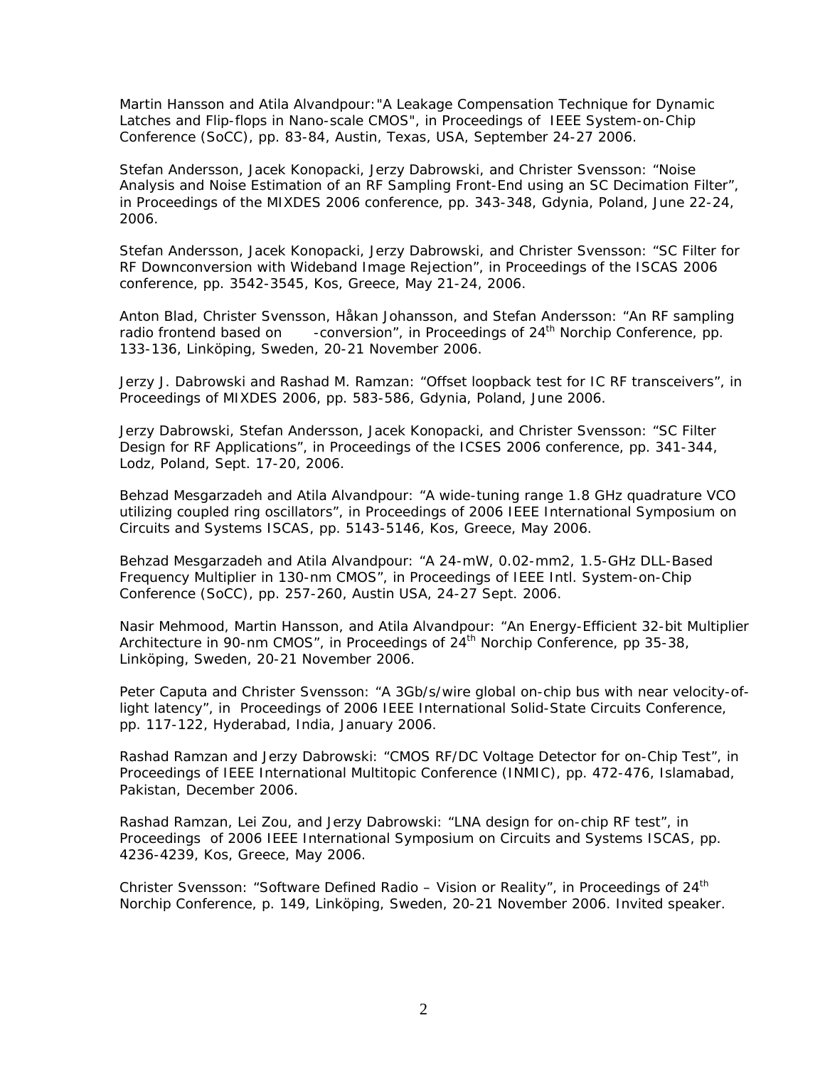Martin Hansson and Atila Alvandpour:"A Leakage Compensation Technique for Dynamic Latches and Flip-flops in Nano-scale CMOS", in Proceedings of IEEE System-on-Chip Conference (SoCC), pp. 83-84, Austin, Texas, USA, September 24-27 2006.

Stefan Andersson, Jacek Konopacki, Jerzy Dabrowski, and Christer Svensson: "Noise Analysis and Noise Estimation of an RF Sampling Front-End using an SC Decimation Filter", in Proceedings of the MIXDES 2006 conference, pp. 343-348, Gdynia, Poland, June 22-24, 2006.

Stefan Andersson, Jacek Konopacki, Jerzy Dabrowski, and Christer Svensson: "SC Filter for RF Downconversion with Wideband Image Rejection", in Proceedings of the ISCAS 2006 conference, pp. 3542-3545, Kos, Greece, May 21-24, 2006.

Anton Blad, Christer Svensson, Håkan Johansson, and Stefan Andersson: "An RF sampling radio frontend based on -conversion", in Proceedings of 24th Norchip Conference, pp. 133-136, Linköping, Sweden, 20-21 November 2006.

Jerzy J. Dabrowski and Rashad M. Ramzan: "Offset loopback test for IC RF transceivers", in Proceedings of MIXDES 2006, pp. 583-586, Gdynia, Poland, June 2006.

Jerzy Dabrowski, Stefan Andersson, Jacek Konopacki, and Christer Svensson: "SC Filter Design for RF Applications", in Proceedings of the ICSES 2006 conference, pp. 341-344, Lodz, Poland, Sept. 17-20, 2006.

Behzad Mesgarzadeh and Atila Alvandpour: "A wide-tuning range 1.8 GHz quadrature VCO utilizing coupled ring oscillators", in Proceedings of 2006 IEEE International Symposium on Circuits and Systems ISCAS, pp. 5143-5146, Kos, Greece, May 2006.

Behzad Mesgarzadeh and Atila Alvandpour: "A 24-mW, 0.02-mm2, 1.5-GHz DLL-Based Frequency Multiplier in 130-nm CMOS", in Proceedings of IEEE Intl. System-on-Chip Conference (SoCC), pp. 257-260, Austin USA, 24-27 Sept. 2006.

Nasir Mehmood, Martin Hansson, and Atila Alvandpour: "An Energy-Efficient 32-bit Multiplier Architecture in 90-nm CMOS", in Proceedings of 24th Norchip Conference, pp 35-38, Linköping, Sweden, 20-21 November 2006.

Peter Caputa and Christer Svensson: "A 3Gb/s/wire global on-chip bus with near velocity-of-light latency", in Proceedings of 2006 IEEE International Solid-State Circuits Conference, pp. 117-122, Hyderabad, India, January 2006.

Rashad Ramzan and Jerzy Dabrowski: "CMOS RF/DC Voltage Detector for on-Chip Test", in Proceedings of IEEE International Multitopic Conference (INMIC), pp. 472-476, Islamabad, Pakistan, December 2006.

Rashad Ramzan, Lei Zou, and Jerzy Dabrowski: "LNA design for on-chip RF test", in Proceedings of 2006 IEEE International Symposium on Circuits and Systems ISCAS, pp. 4236-4239, Kos, Greece, May 2006.

Christer Svensson: "Software Defined Radio – Vision or Reality", in Proceedings of 24th Norchip Conference, p. 149, Linköping, Sweden, 20-21 November 2006. Invited speaker.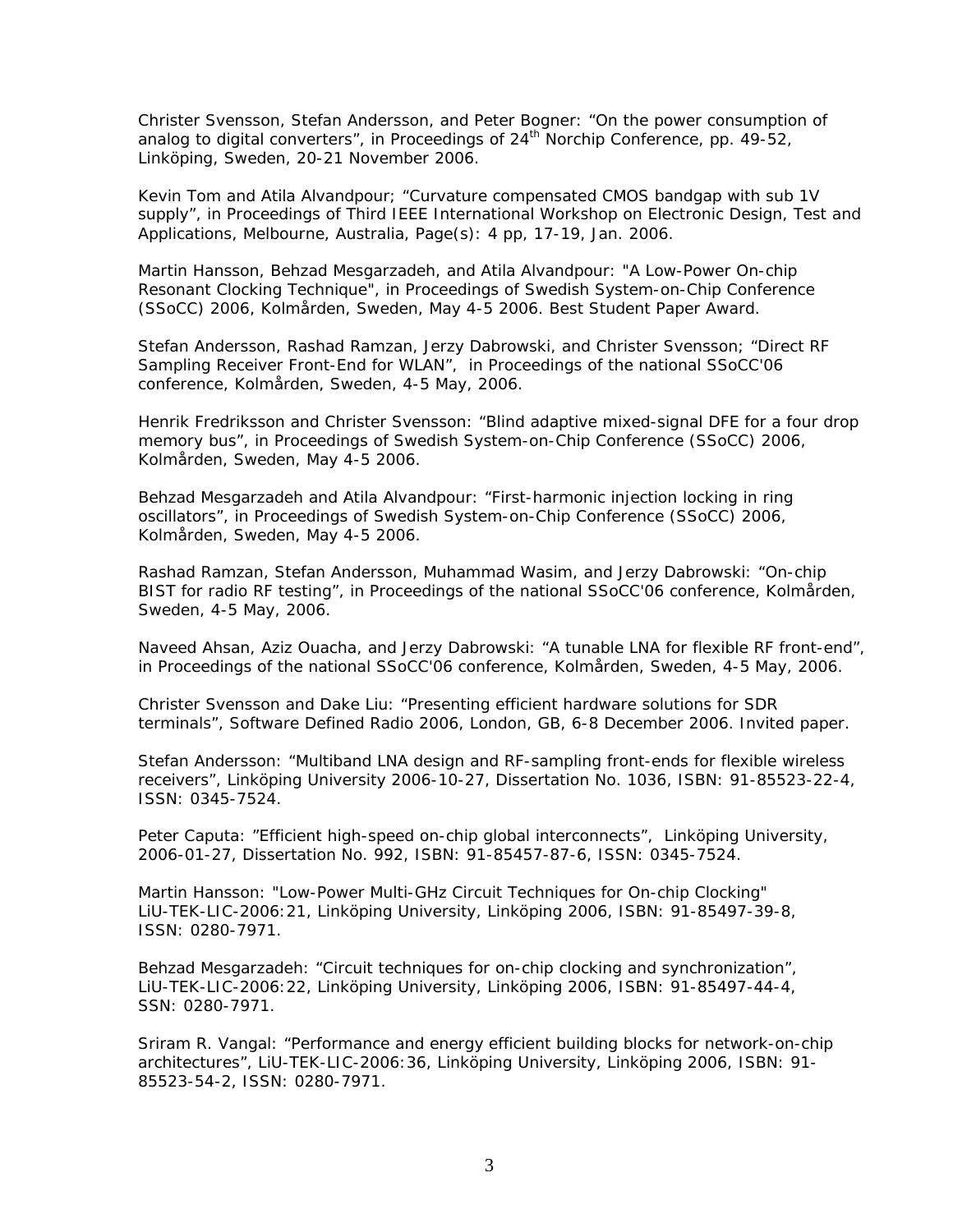Christer Svensson, Stefan Andersson, and Peter Bogner: "On the power consumption of analog to digital converters", in Proceedings of 24$^{th}$ Norchip Conference, pp. 49-52, Linköping, Sweden, 20-21 November 2006.

Kevin Tom and Atila Alvandpour; "Curvature compensated CMOS bandgap with sub 1V supply", in Proceedings of Third IEEE International Workshop on Electronic Design, Test and Applications, Melbourne, Australia, Page(s): 4 pp, 17-19, Jan. 2006.

Martin Hansson, Behzad Mesgarzadeh, and Atila Alvandpour: "A Low-Power On-chip Resonant Clocking Technique", in Proceedings of Swedish System-on-Chip Conference (SSoCC) 2006, Kolmården, Sweden, May 4-5 2006. Best Student Paper Award.

Stefan Andersson, Rashad Ramzan, Jerzy Dabrowski, and Christer Svensson; "Direct RF Sampling Receiver Front-End for WLAN", in Proceedings of the national SSoCC'06 conference, Kolmården, Sweden, 4-5 May, 2006.

Henrik Fredriksson and Christer Svensson: "Blind adaptive mixed-signal DFE for a four drop memory bus", in Proceedings of Swedish System-on-Chip Conference (SSoCC) 2006, Kolmården, Sweden, May 4-5 2006.

Behzad Mesgarzadeh and Atila Alvandpour: "First-harmonic injection locking in ring oscillators", in Proceedings of Swedish System-on-Chip Conference (SSoCC) 2006, Kolmården, Sweden, May 4-5 2006.

Rashad Ramzan, Stefan Andersson, Muhammad Wasim, and Jerzy Dabrowski: "On-chip BIST for radio RF testing", in Proceedings of the national SSoCC'06 conference, Kolmården, Sweden, 4-5 May, 2006.

Naveed Ahsan, Aziz Ouacha, and Jerzy Dabrowski: "A tunable LNA for flexible RF front-end", in Proceedings of the national SSoCC'06 conference, Kolmården, Sweden, 4-5 May, 2006.

Christer Svensson and Dake Liu: "Presenting efficient hardware solutions for SDR terminals", Software Defined Radio 2006, London, GB, 6-8 December 2006. Invited paper.

Stefan Andersson: "Multiband LNA design and RF-sampling front-ends for flexible wireless receivers", Linköping University 2006-10-27, Dissertation No. 1036, ISBN: 91-85523-22-4, ISSN: 0345-7524.

Peter Caputa: "Efficient high-speed on-chip global interconnects", Linköping University, 2006-01-27, Dissertation No. 992, ISBN: 91-85457-87-6, ISSN: 0345-7524.

Martin Hansson: "Low-Power Multi-GHz Circuit Techniques for On-chip Clocking" LiU-TEK-LIC-2006:21, Linköping University, Linköping 2006, ISBN: 91-85497-39-8, ISSN: 0280-7971.

Behzad Mesgarzadeh: "Circuit techniques for on-chip clocking and synchronization", LiU-TEK-LIC-2006:22, Linköping University, Linköping 2006, ISBN: 91-85497-44-4, SSN: 0280-7971.

Sriram R. Vangal: "Performance and energy efficient building blocks for network-on-chip architectures", LiU-TEK-LIC-2006:36, Linköping University, Linköping 2006, ISBN: 91-85523-54-2, ISSN: 0280-7971.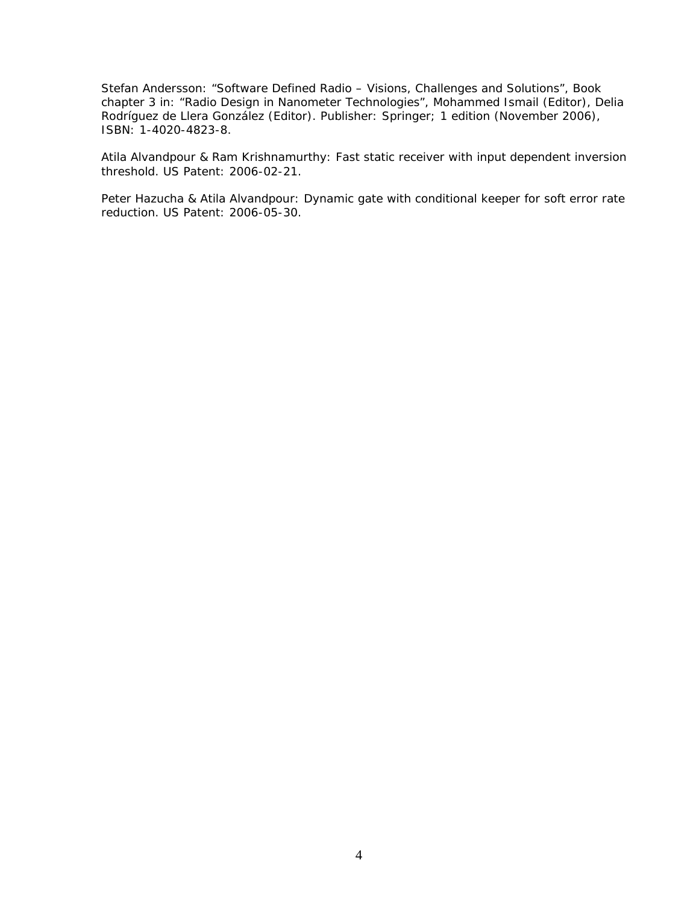Stefan Andersson: “Software Defined Radio – Visions, Challenges and Solutions”, Book chapter 3 in: “Radio Design in Nanometer Technologies”, Mohammed Ismail (Editor), Delia Rodríguez de Llera González (Editor). Publisher: Springer; 1 edition (November 2006), ISBN: 1-4020-4823-8.

Atila Alvandpour & Ram Krishnamurthy: Fast static receiver with input dependent inversion threshold. US Patent: 2006-02-21.

Peter Hazucha & Atila Alvandpour: Dynamic gate with conditional keeper for soft error rate reduction. US Patent: 2006-05-30.